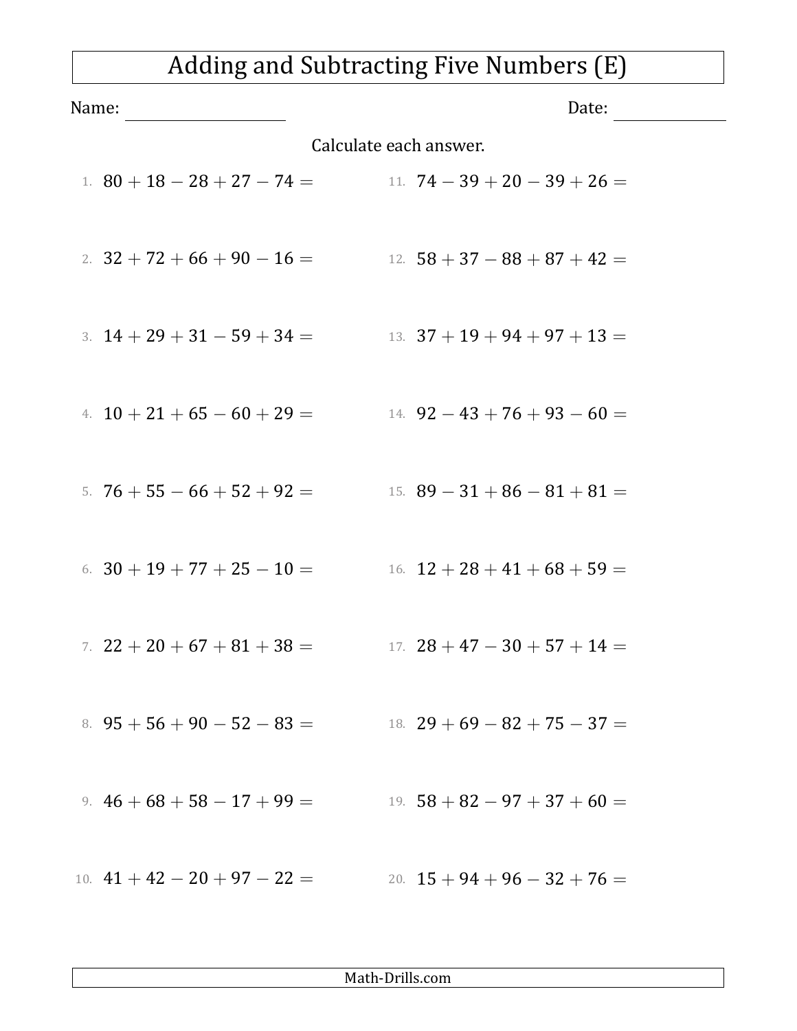# Adding and Subtracting Five Numbers (E)

Name: ________________ Date: ____________

Calculate each answer.

1. $80 + 18 - 28 + 27 - 74 =$
2. $32 + 72 + 66 + 90 - 16 =$
3. $14 + 29 + 31 - 59 + 34 =$
4. $10 + 21 + 65 - 60 + 29 =$
5. $76 + 55 - 66 + 52 + 92 =$
6. $30 + 19 + 77 + 25 - 10 =$
7. $22 + 20 + 67 + 81 + 38 =$
8. $95 + 56 + 90 - 52 - 83 =$
9. $46 + 68 + 58 - 17 + 99 =$
10. $41 + 42 - 20 + 97 - 22 =$
11. $74 - 39 + 20 - 39 + 26 =$
12. $58 + 37 - 88 + 87 + 42 =$
13. $37 + 19 + 94 + 97 + 13 =$
14. $92 - 43 + 76 + 93 - 60 =$
15. $89 - 31 + 86 - 81 + 81 =$
16. $12 + 28 + 41 + 68 + 59 =$
17. $28 + 47 - 30 + 57 + 14 =$
18. $29 + 69 - 82 + 75 - 37 =$
19. $58 + 82 - 97 + 37 + 60 =$
20. $15 + 94 + 96 - 32 + 76 =$

Math-Drills.com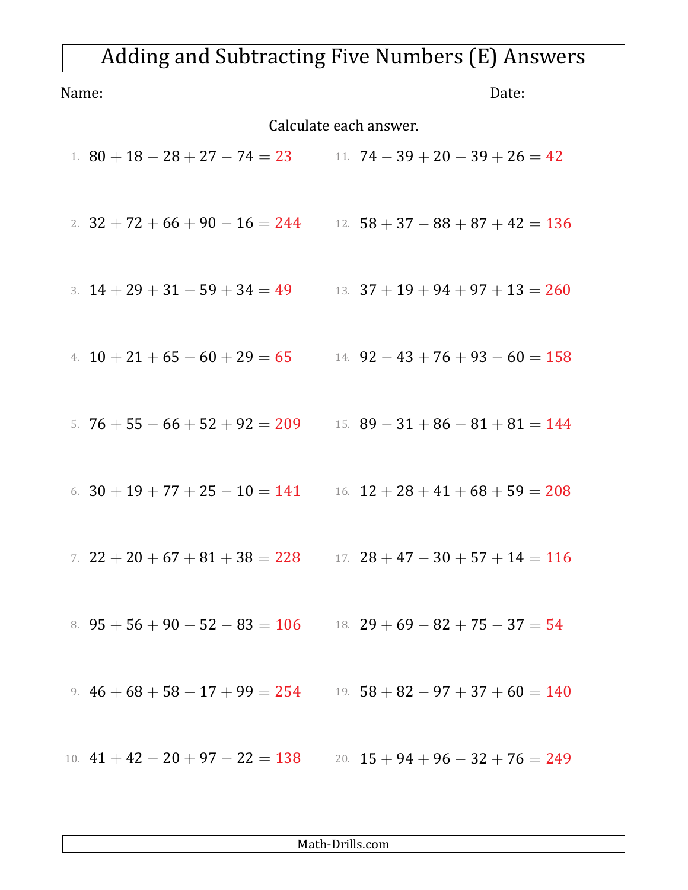# Adding and Subtracting Five Numbers (E) Answers

Name: ____________________ Date: ______________

Calculate each answer.

1. $80 + 18 - 28 + 27 - 74 = 23$
2. $32 + 72 + 66 + 90 - 16 = 244$
3. $14 + 29 + 31 - 59 + 34 = 49$
4. $10 + 21 + 65 - 60 + 29 = 65$
5. $76 + 55 - 66 + 52 + 92 = 209$
6. $30 + 19 + 77 + 25 - 10 = 141$
7. $22 + 20 + 67 + 81 + 38 = 228$
8. $95 + 56 + 90 - 52 - 83 = 106$
9. $46 + 68 + 58 - 17 + 99 = 254$
10. $41 + 42 - 20 + 97 - 22 = 138$
11. $74 - 39 + 20 - 39 + 26 = 42$
12. $58 + 37 - 88 + 87 + 42 = 136$
13. $37 + 19 + 94 + 97 + 13 = 260$
14. $92 - 43 + 76 + 93 - 60 = 158$
15. $89 - 31 + 86 - 81 + 81 = 144$
16. $12 + 28 + 41 + 68 + 59 = 208$
17. $28 + 47 - 30 + 57 + 14 = 116$
18. $29 + 69 - 82 + 75 - 37 = 54$
19. $58 + 82 - 97 + 37 + 60 = 140$
20. $15 + 94 + 96 - 32 + 76 = 249$

Math-Drills.com